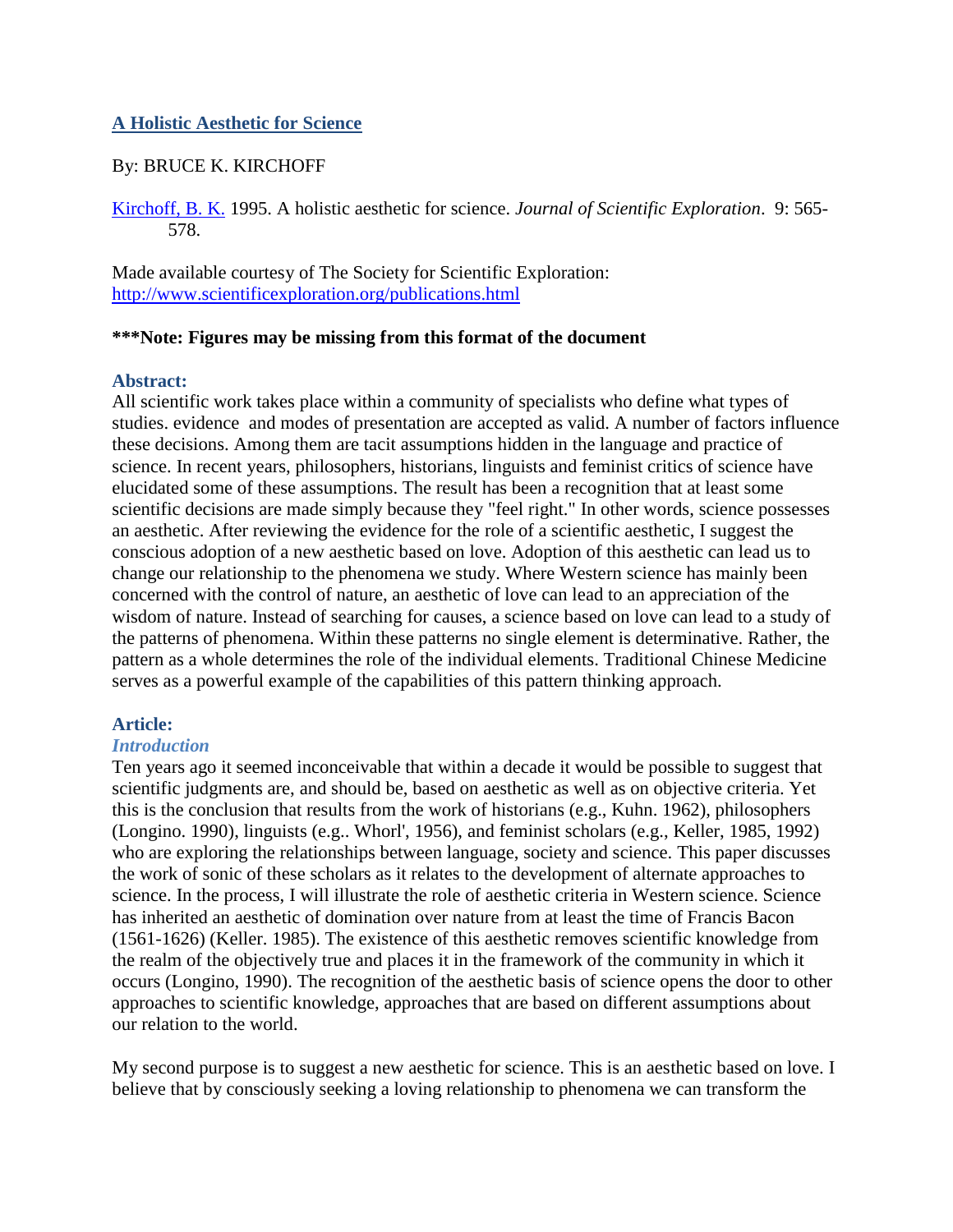## A Holistic Aesthetic for Science

By: BRUCE K. KIRCHOFF

Kirchoff, B. K. 1995. A holistic aesthetic for science. *Journal of Scientific Exploration*. 9: 565-578.

Made available courtesy of The Society for Scientific Exploration: http://www.scientificexploration.org/publications.html

**\*\*\*Note: Figures may be missing from this format of the document**

### Abstract:

All scientific work takes place within a community of specialists who define what types of studies. evidence and modes of presentation are accepted as valid. A number of factors influence these decisions. Among them are tacit assumptions hidden in the language and practice of science. In recent years, philosophers, historians, linguists and feminist critics of science have elucidated some of these assumptions. The result has been a recognition that at least some scientific decisions are made simply because they "feel right." In other words, science possesses an aesthetic. After reviewing the evidence for the role of a scientific aesthetic, I suggest the conscious adoption of a new aesthetic based on love. Adoption of this aesthetic can lead us to change our relationship to the phenomena we study. Where Western science has mainly been concerned with the control of nature, an aesthetic of love can lead to an appreciation of the wisdom of nature. Instead of searching for causes, a science based on love can lead to a study of the patterns of phenomena. Within these patterns no single element is determinative. Rather, the pattern as a whole determines the role of the individual elements. Traditional Chinese Medicine serves as a powerful example of the capabilities of this pattern thinking approach.

### Article:

#### *Introduction*

Ten years ago it seemed inconceivable that within a decade it would be possible to suggest that scientific judgments are, and should be, based on aesthetic as well as on objective criteria. Yet this is the conclusion that results from the work of historians (e.g., Kuhn. 1962), philosophers (Longino. 1990), linguists (e.g.. Whorl', 1956), and feminist scholars (e.g., Keller, 1985, 1992) who are exploring the relationships between language, society and science. This paper discusses the work of sonic of these scholars as it relates to the development of alternate approaches to science. In the process, I will illustrate the role of aesthetic criteria in Western science. Science has inherited an aesthetic of domination over nature from at least the time of Francis Bacon (1561-1626) (Keller. 1985). The existence of this aesthetic removes scientific knowledge from the realm of the objectively true and places it in the framework of the community in which it occurs (Longino, 1990). The recognition of the aesthetic basis of science opens the door to other approaches to scientific knowledge, approaches that are based on different assumptions about our relation to the world.

My second purpose is to suggest a new aesthetic for science. This is an aesthetic based on love. I believe that by consciously seeking a loving relationship to phenomena we can transform the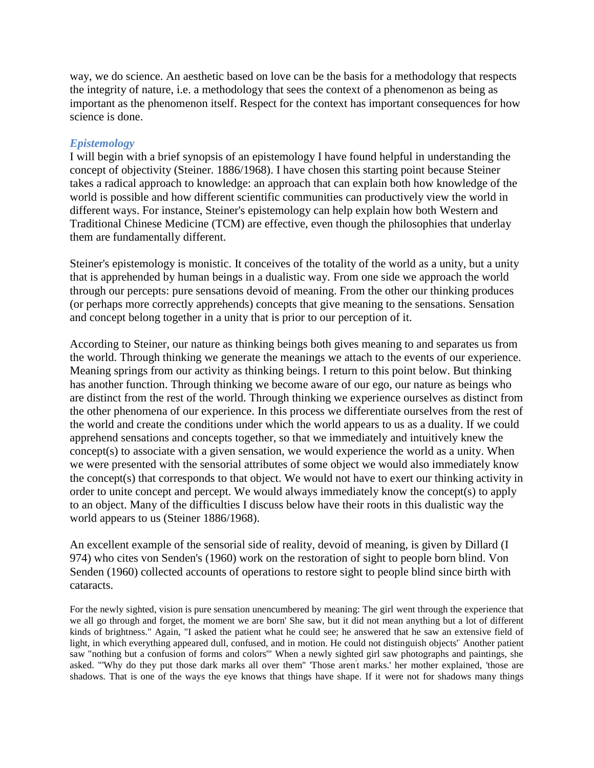way, we do science. An aesthetic based on love can be the basis for a methodology that respects the integrity of nature, i.e. a methodology that sees the context of a phenomenon as being as important as the phenomenon itself. Respect for the context has important consequences for how science is done.

### *Epistemology*

I will begin with a brief synopsis of an epistemology I have found helpful in understanding the concept of objectivity (Steiner. 1886/1968). I have chosen this starting point because Steiner takes a radical approach to knowledge: an approach that can explain both how knowledge of the world is possible and how different scientific communities can productively view the world in different ways. For instance, Steiner's epistemology can help explain how both Western and Traditional Chinese Medicine (TCM) are effective, even though the philosophies that underlay them are fundamentally different.

Steiner's epistemology is monistic. It conceives of the totality of the world as a unity, but a unity that is apprehended by human beings in a dualistic way. From one side we approach the world through our percepts: pure sensations devoid of meaning. From the other our thinking produces (or perhaps more correctly apprehends) concepts that give meaning to the sensations. Sensation and concept belong together in a unity that is prior to our perception of it.

According to Steiner, our nature as thinking beings both gives meaning to and separates us from the world. Through thinking we generate the meanings we attach to the events of our experience. Meaning springs from our activity as thinking beings. I return to this point below. But thinking has another function. Through thinking we become aware of our ego, our nature as beings who are distinct from the rest of the world. Through thinking we experience ourselves as distinct from the other phenomena of our experience. In this process we differentiate ourselves from the rest of the world and create the conditions under which the world appears to us as a duality. If we could apprehend sensations and concepts together, so that we immediately and intuitively knew the concept(s) to associate with a given sensation, we would experience the world as a unity. When we were presented with the sensorial attributes of some object we would also immediately know the concept(s) that corresponds to that object. We would not have to exert our thinking activity in order to unite concept and percept. We would always immediately know the concept(s) to apply to an object. Many of the difficulties I discuss below have their roots in this dualistic way the world appears to us (Steiner 1886/1968).

An excellent example of the sensorial side of reality, devoid of meaning, is given by Dillard (I 974) who cites von Senden's (1960) work on the restoration of sight to people born blind. Von Senden (1960) collected accounts of operations to restore sight to people blind since birth with cataracts.

> For the newly sighted, vision is pure sensation unencumbered by meaning: The girl went through the experience that we all go through and forget, the moment we are born' She saw, but it did not mean anything but a lot of different kinds of brightness." Again, "I asked the patient what he could see; he answered that he saw an extensive field of light, in which everything appeared dull, confused, and in motion. He could not distinguish objects" Another patient saw "nothing but a confusion of forms and colors"' When a newly sighted girl saw photographs and paintings, she asked. "'Why do they put those dark marks all over them" 'Those aren't marks.' her mother explained, 'those are shadows. That is one of the ways the eye knows that things have shape. If it were not for shadows many things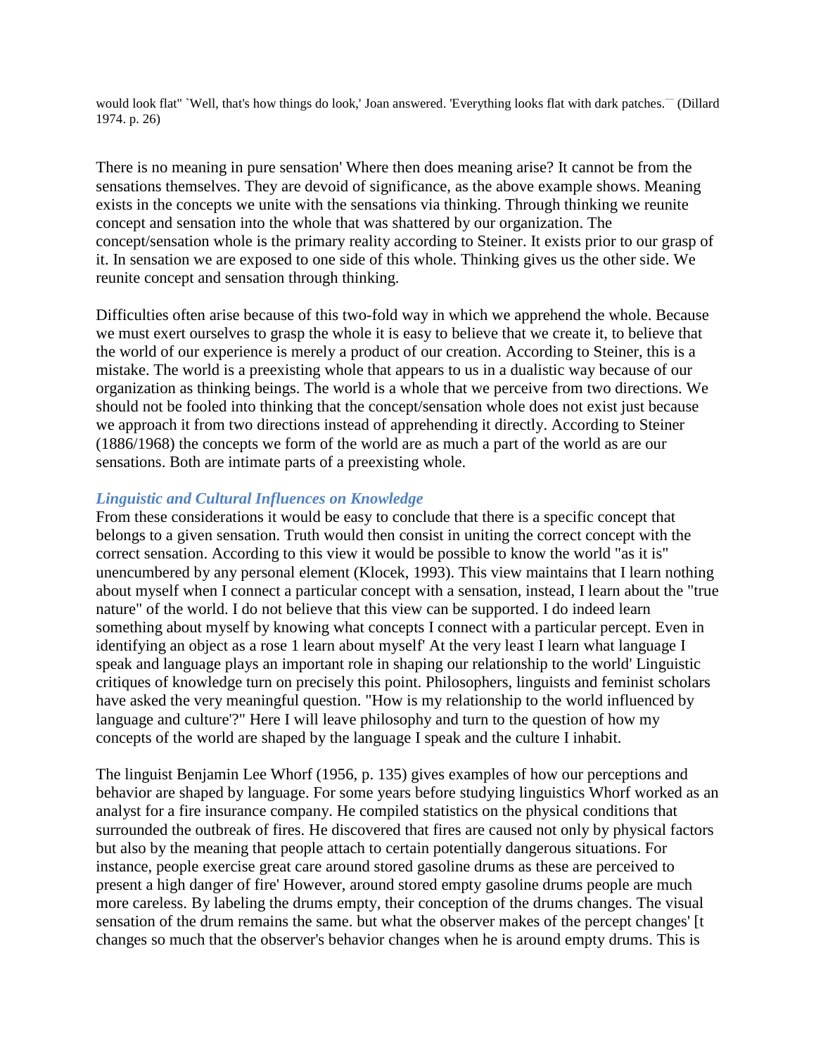would look flat" `Well, that's how things do look,' Joan answered. 'Everything looks flat with dark patches.¯ (Dillard 1974. p. 26)

There is no meaning in pure sensation' Where then does meaning arise? It cannot be from the sensations themselves. They are devoid of significance, as the above example shows. Meaning exists in the concepts we unite with the sensations via thinking. Through thinking we reunite concept and sensation into the whole that was shattered by our organization. The concept/sensation whole is the primary reality according to Steiner. It exists prior to our grasp of it. In sensation we are exposed to one side of this whole. Thinking gives us the other side. We reunite concept and sensation through thinking.

Difficulties often arise because of this two-fold way in which we apprehend the whole. Because we must exert ourselves to grasp the whole it is easy to believe that we create it, to believe that the world of our experience is merely a product of our creation. According to Steiner, this is a mistake. The world is a preexisting whole that appears to us in a dualistic way because of our organization as thinking beings. The world is a whole that we perceive from two directions. We should not be fooled into thinking that the concept/sensation whole does not exist just because we approach it from two directions instead of apprehending it directly. According to Steiner (1886/1968) the concepts we form of the world are as much a part of the world as are our sensations. Both are intimate parts of a preexisting whole.

### *Linguistic and Cultural Influences on Knowledge*

From these considerations it would be easy to conclude that there is a specific concept that belongs to a given sensation. Truth would then consist in uniting the correct concept with the correct sensation. According to this view it would be possible to know the world "as it is" unencumbered by any personal element (Klocek, 1993). This view maintains that I learn nothing about myself when I connect a particular concept with a sensation, instead, I learn about the "true nature" of the world. I do not believe that this view can be supported. I do indeed learn something about myself by knowing what concepts I connect with a particular percept. Even in identifying an object as a rose 1 learn about myself' At the very least I learn what language I speak and language plays an important role in shaping our relationship to the world' Linguistic critiques of knowledge turn on precisely this point. Philosophers, linguists and feminist scholars have asked the very meaningful question. "How is my relationship to the world influenced by language and culture'?" Here I will leave philosophy and turn to the question of how my concepts of the world are shaped by the language I speak and the culture I inhabit.

The linguist Benjamin Lee Whorf (1956, p. 135) gives examples of how our perceptions and behavior are shaped by language. For some years before studying linguistics Whorf worked as an analyst for a fire insurance company. He compiled statistics on the physical conditions that surrounded the outbreak of fires. He discovered that fires are caused not only by physical factors but also by the meaning that people attach to certain potentially dangerous situations. For instance, people exercise great care around stored gasoline drums as these are perceived to present a high danger of fire' However, around stored empty gasoline drums people are much more careless. By labeling the drums empty, their conception of the drums changes. The visual sensation of the drum remains the same. but what the observer makes of the percept changes' [t changes so much that the observer's behavior changes when he is around empty drums. This is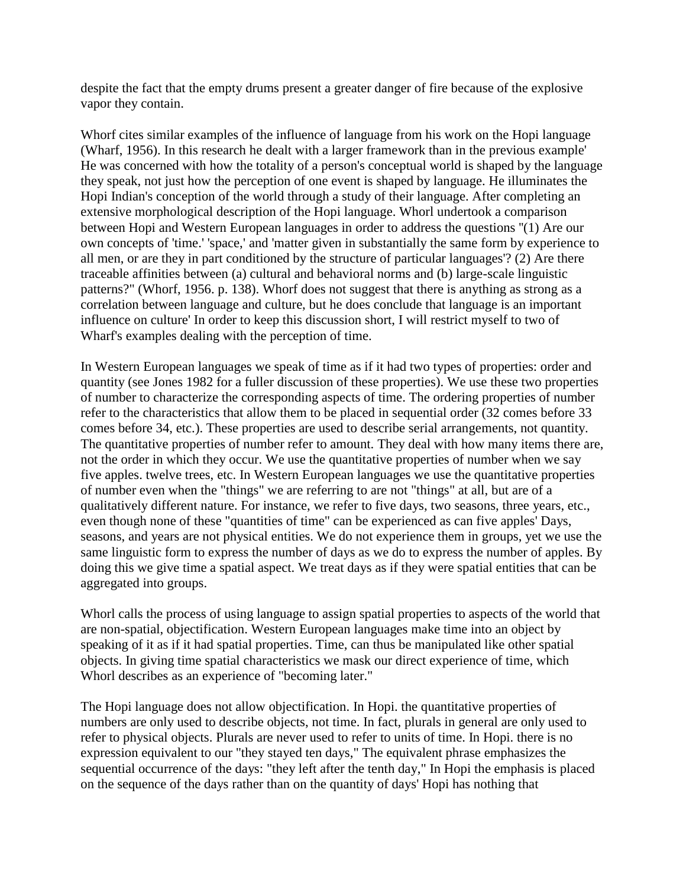despite the fact that the empty drums present a greater danger of fire because of the explosive vapor they contain.

Whorf cites similar examples of the influence of language from his work on the Hopi language (Wharf, 1956). In this research he dealt with a larger framework than in the previous example' He was concerned with how the totality of a person's conceptual world is shaped by the language they speak, not just how the perception of one event is shaped by language. He illuminates the Hopi Indian's conception of the world through a study of their language. After completing an extensive morphological description of the Hopi language. Whorl undertook a comparison between Hopi and Western European languages in order to address the questions "(1) Are our own concepts of 'time.' 'space,' and 'matter given in substantially the same form by experience to all men, or are they in part conditioned by the structure of particular languages'? (2) Are there traceable affinities between (a) cultural and behavioral norms and (b) large-scale linguistic patterns?" (Whorf, 1956. p. 138). Whorf does not suggest that there is anything as strong as a correlation between language and culture, but he does conclude that language is an important influence on culture' In order to keep this discussion short, I will restrict myself to two of Wharf's examples dealing with the perception of time.

In Western European languages we speak of time as if it had two types of properties: order and quantity (see Jones 1982 for a fuller discussion of these properties). We use these two properties of number to characterize the corresponding aspects of time. The ordering properties of number refer to the characteristics that allow them to be placed in sequential order (32 comes before 33 comes before 34, etc.). These properties are used to describe serial arrangements, not quantity. The quantitative properties of number refer to amount. They deal with how many items there are, not the order in which they occur. We use the quantitative properties of number when we say five apples. twelve trees, etc. In Western European languages we use the quantitative properties of number even when the "things" we are referring to are not "things" at all, but are of a qualitatively different nature. For instance, we refer to five days, two seasons, three years, etc., even though none of these "quantities of time" can be experienced as can five apples' Days, seasons, and years are not physical entities. We do not experience them in groups, yet we use the same linguistic form to express the number of days as we do to express the number of apples. By doing this we give time a spatial aspect. We treat days as if they were spatial entities that can be aggregated into groups.

Whorl calls the process of using language to assign spatial properties to aspects of the world that are non-spatial, objectification. Western European languages make time into an object by speaking of it as if it had spatial properties. Time, can thus be manipulated like other spatial objects. In giving time spatial characteristics we mask our direct experience of time, which Whorl describes as an experience of "becoming later."

The Hopi language does not allow objectification. In Hopi. the quantitative properties of numbers are only used to describe objects, not time. In fact, plurals in general are only used to refer to physical objects. Plurals are never used to refer to units of time. In Hopi. there is no expression equivalent to our "they stayed ten days," The equivalent phrase emphasizes the sequential occurrence of the days: "they left after the tenth day," In Hopi the emphasis is placed on the sequence of the days rather than on the quantity of days' Hopi has nothing that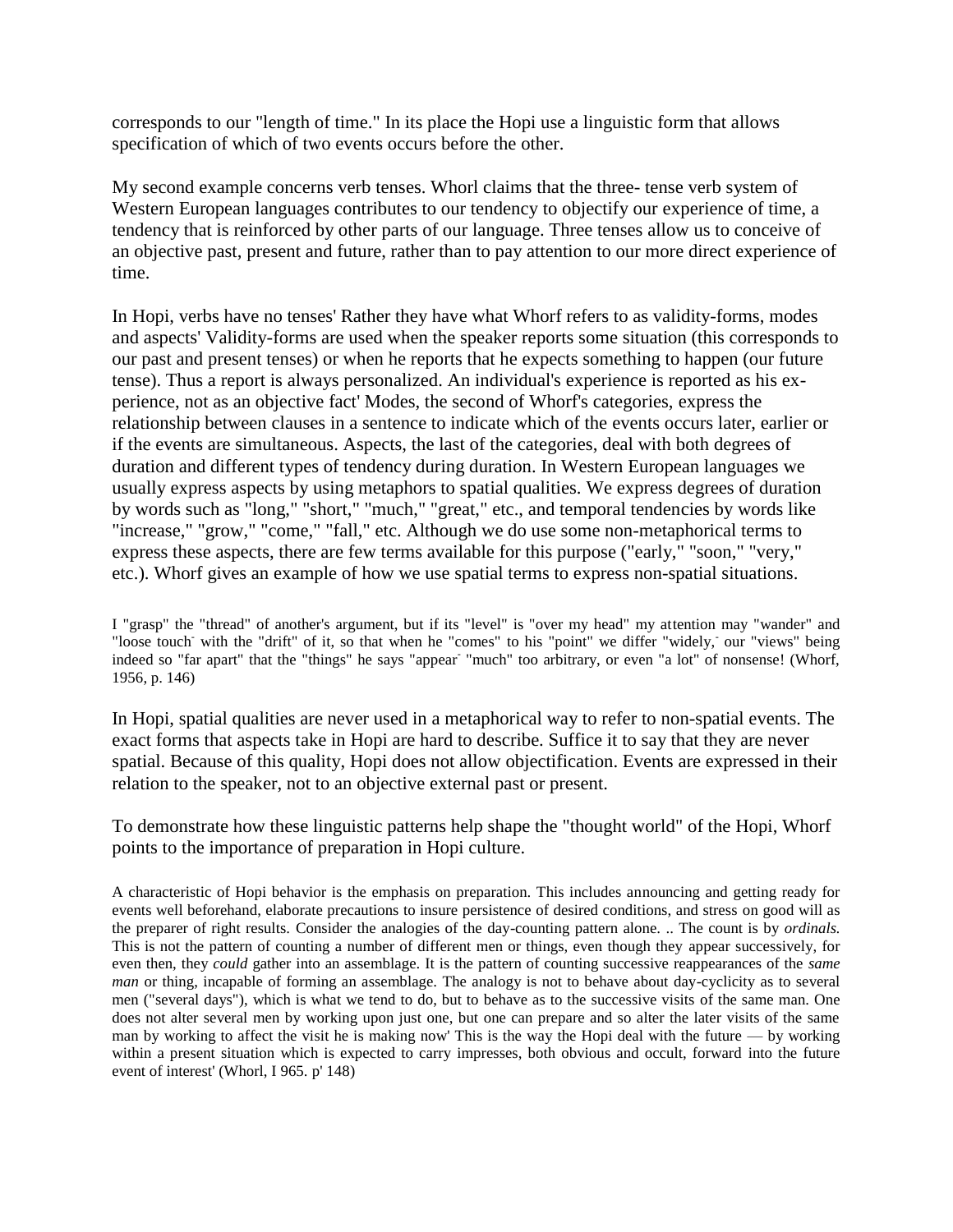corresponds to our "length of time." In its place the Hopi use a linguistic form that allows specification of which of two events occurs before the other.

My second example concerns verb tenses. Whorl claims that the three- tense verb system of Western European languages contributes to our tendency to objectify our experience of time, a tendency that is reinforced by other parts of our language. Three tenses allow us to conceive of an objective past, present and future, rather than to pay attention to our more direct experience of time.

In Hopi, verbs have no tenses' Rather they have what Whorf refers to as validity-forms, modes and aspects' Validity-forms are used when the speaker reports some situation (this corresponds to our past and present tenses) or when he reports that he expects something to happen (our future tense). Thus a report is always personalized. An individual's experience is reported as his ex-perience, not as an objective fact' Modes, the second of Whorf's categories, express the relationship between clauses in a sentence to indicate which of the events occurs later, earlier or if the events are simultaneous. Aspects, the last of the categories, deal with both degrees of duration and different types of tendency during duration. In Western European languages we usually express aspects by using metaphors to spatial qualities. We express degrees of duration by words such as "long," "short," "much," "great," etc., and temporal tendencies by words like "increase," "grow," "come," "fall," etc. Although we do use some non-metaphorical terms to express these aspects, there are few terms available for this purpose ("early," "soon," "very," etc.). Whorf gives an example of how we use spatial terms to express non-spatial situations.

> I "grasp" the "thread" of another's argument, but if its "level" is "over my head" my attention may "wander" and "loose touch" with the "drift" of it, so that when he "comes" to his "point" we differ "widely," our "views" being indeed so "far apart" that the "things" he says "appear" "much" too arbitrary, or even "a lot" of nonsense! (Whorf, 1956, p. 146)

In Hopi, spatial qualities are never used in a metaphorical way to refer to non-spatial events. The exact forms that aspects take in Hopi are hard to describe. Suffice it to say that they are never spatial. Because of this quality, Hopi does not allow objectification. Events are expressed in their relation to the speaker, not to an objective external past or present.

To demonstrate how these linguistic patterns help shape the "thought world" of the Hopi, Whorf points to the importance of preparation in Hopi culture.

> A characteristic of Hopi behavior is the emphasis on preparation. This includes announcing and getting ready for events well beforehand, elaborate precautions to insure persistence of desired conditions, and stress on good will as the preparer of right results. Consider the analogies of the day-counting pattern alone. .. The count is by *ordinals.* This is not the pattern of counting a number of different men or things, even though they appear successively, for even then, they *could* gather into an assemblage. It is the pattern of counting successive reappearances of the *same man* or thing, incapable of forming an assemblage. The analogy is not to behave about day-cyclicity as to several men ("several days"), which is what we tend to do, but to behave as to the successive visits of the same man. One does not alter several men by working upon just one, but one can prepare and so alter the later visits of the same man by working to affect the visit he is making now' This is the way the Hopi deal with the future — by working within a present situation which is expected to carry impresses, both obvious and occult, forward into the future event of interest' (Whorl, I 965. p' 148)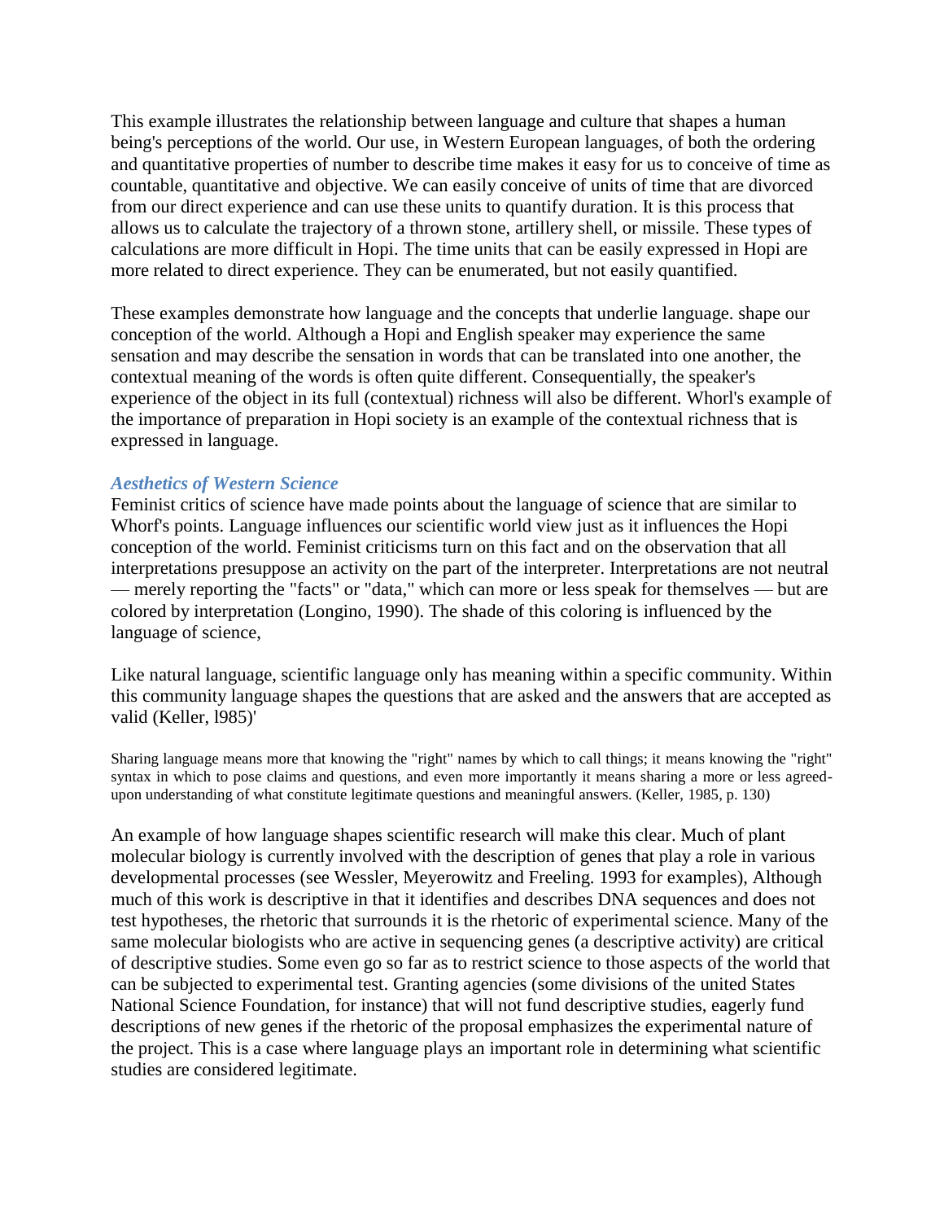This example illustrates the relationship between language and culture that shapes a human being's perceptions of the world. Our use, in Western European languages, of both the ordering and quantitative properties of number to describe time makes it easy for us to conceive of time as countable, quantitative and objective. We can easily conceive of units of time that are divorced from our direct experience and can use these units to quantify duration. It is this process that allows us to calculate the trajectory of a thrown stone, artillery shell, or missile. These types of calculations are more difficult in Hopi. The time units that can be easily expressed in Hopi are more related to direct experience. They can be enumerated, but not easily quantified.

These examples demonstrate how language and the concepts that underlie language. shape our conception of the world. Although a Hopi and English speaker may experience the same sensation and may describe the sensation in words that can be translated into one another, the contextual meaning of the words is often quite different. Consequentially, the speaker's experience of the object in its full (contextual) richness will also be different. Whorl's example of the importance of preparation in Hopi society is an example of the contextual richness that is expressed in language.

### *Aesthetics of Western Science*

Feminist critics of science have made points about the language of science that are similar to Whorf's points. Language influences our scientific world view just as it influences the Hopi conception of the world. Feminist criticisms turn on this fact and on the observation that all interpretations presuppose an activity on the part of the interpreter. Interpretations are not neutral — merely reporting the "facts" or "data," which can more or less speak for themselves — but are colored by interpretation (Longino, 1990). The shade of this coloring is influenced by the language of science,

Like natural language, scientific language only has meaning within a specific community. Within this community language shapes the questions that are asked and the answers that are accepted as valid (Keller, l985)'

> Sharing language means more that knowing the "right" names by which to call things; it means knowing the "right" syntax in which to pose claims and questions, and even more importantly it means sharing a more or less agreed-upon understanding of what constitute legitimate questions and meaningful answers. (Keller, 1985, p. 130)

An example of how language shapes scientific research will make this clear. Much of plant molecular biology is currently involved with the description of genes that play a role in various developmental processes (see Wessler, Meyerowitz and Freeling. 1993 for examples), Although much of this work is descriptive in that it identifies and describes DNA sequences and does not test hypotheses, the rhetoric that surrounds it is the rhetoric of experimental science. Many of the same molecular biologists who are active in sequencing genes (a descriptive activity) are critical of descriptive studies. Some even go so far as to restrict science to those aspects of the world that can be subjected to experimental test. Granting agencies (some divisions of the united States National Science Foundation, for instance) that will not fund descriptive studies, eagerly fund descriptions of new genes if the rhetoric of the proposal emphasizes the experimental nature of the project. This is a case where language plays an important role in determining what scientific studies are considered legitimate.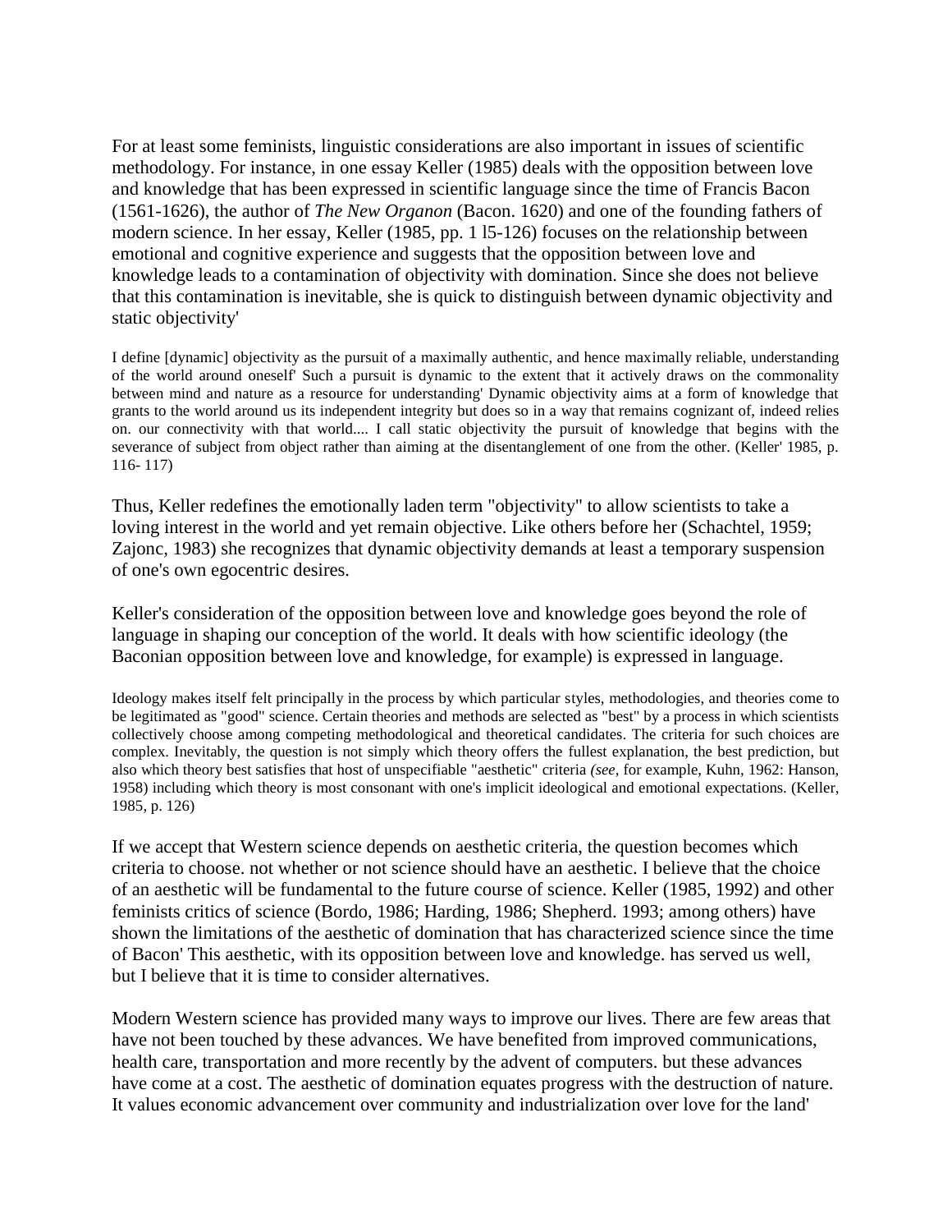For at least some feminists, linguistic considerations are also important in issues of scientific methodology. For instance, in one essay Keller (1985) deals with the opposition between love and knowledge that has been expressed in scientific language since the time of Francis Bacon (1561-1626), the author of *The New Organon* (Bacon. 1620) and one of the founding fathers of modern science. In her essay, Keller (1985, pp. 1 l5-126) focuses on the relationship between emotional and cognitive experience and suggests that the opposition between love and knowledge leads to a contamination of objectivity with domination. Since she does not believe that this contamination is inevitable, she is quick to distinguish between dynamic objectivity and static objectivity'

> I define [dynamic] objectivity as the pursuit of a maximally authentic, and hence maximally reliable, understanding of the world around oneself' Such a pursuit is dynamic to the extent that it actively draws on the commonality between mind and nature as a resource for understanding' Dynamic objectivity aims at a form of knowledge that grants to the world around us its independent integrity but does so in a way that remains cognizant of, indeed relies on. our connectivity with that world.... I call static objectivity the pursuit of knowledge that begins with the severance of subject from object rather than aiming at the disentanglement of one from the other. (Keller' 1985, p. 116- 117)

Thus, Keller redefines the emotionally laden term "objectivity" to allow scientists to take a loving interest in the world and yet remain objective. Like others before her (Schachtel, 1959; Zajonc, 1983) she recognizes that dynamic objectivity demands at least a temporary suspension of one's own egocentric desires.

Keller's consideration of the opposition between love and knowledge goes beyond the role of language in shaping our conception of the world. It deals with how scientific ideology (the Baconian opposition between love and knowledge, for example) is expressed in language.

> Ideology makes itself felt principally in the process by which particular styles, methodologies, and theories come to be legitimated as "good" science. Certain theories and methods are selected as "best" by a process in which scientists collectively choose among competing methodological and theoretical candidates. The criteria for such choices are complex. Inevitably, the question is not simply which theory offers the fullest explanation, the best prediction, but also which theory best satisfies that host of unspecifiable "aesthetic" criteria *(see,* for example, Kuhn, 1962: Hanson, 1958) including which theory is most consonant with one's implicit ideological and emotional expectations. (Keller, 1985, p. 126)

If we accept that Western science depends on aesthetic criteria, the question becomes which criteria to choose. not whether or not science should have an aesthetic. I believe that the choice of an aesthetic will be fundamental to the future course of science. Keller (1985, 1992) and other feminists critics of science (Bordo, 1986; Harding, 1986; Shepherd. 1993; among others) have shown the limitations of the aesthetic of domination that has characterized science since the time of Bacon' This aesthetic, with its opposition between love and knowledge. has served us well, but I believe that it is time to consider alternatives.

Modern Western science has provided many ways to improve our lives. There are few areas that have not been touched by these advances. We have benefited from improved communications, health care, transportation and more recently by the advent of computers. but these advances have come at a cost. The aesthetic of domination equates progress with the destruction of nature. It values economic advancement over community and industrialization over love for the land'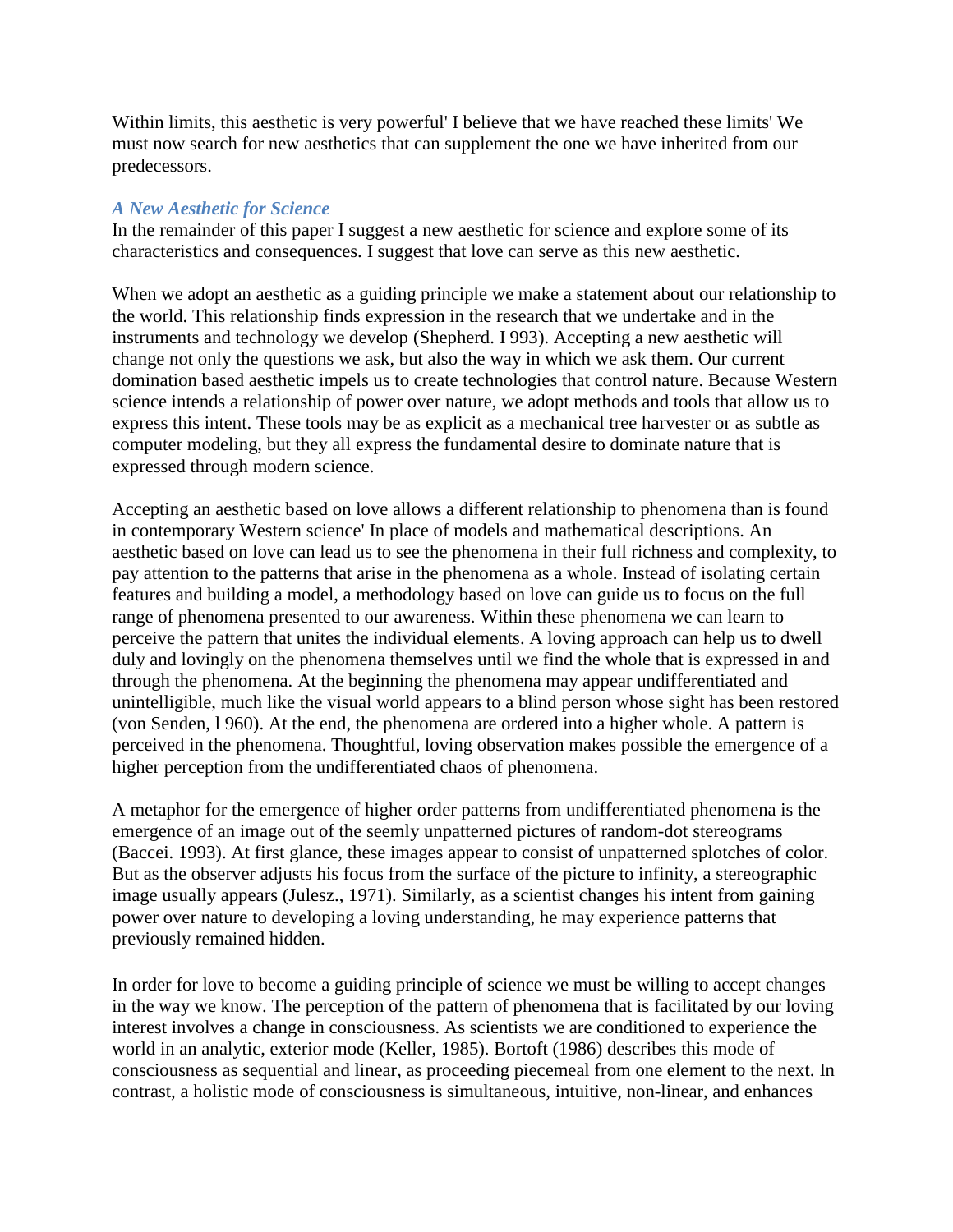Within limits, this aesthetic is very powerful' I believe that we have reached these limits' We must now search for new aesthetics that can supplement the one we have inherited from our predecessors.

### *A New Aesthetic for Science*

In the remainder of this paper I suggest a new aesthetic for science and explore some of its characteristics and consequences. I suggest that love can serve as this new aesthetic.

When we adopt an aesthetic as a guiding principle we make a statement about our relationship to the world. This relationship finds expression in the research that we undertake and in the instruments and technology we develop (Shepherd. I 993). Accepting a new aesthetic will change not only the questions we ask, but also the way in which we ask them. Our current domination based aesthetic impels us to create technologies that control nature. Because Western science intends a relationship of power over nature, we adopt methods and tools that allow us to express this intent. These tools may be as explicit as a mechanical tree harvester or as subtle as computer modeling, but they all express the fundamental desire to dominate nature that is expressed through modern science.

Accepting an aesthetic based on love allows a different relationship to phenomena than is found in contemporary Western science' In place of models and mathematical descriptions. An aesthetic based on love can lead us to see the phenomena in their full richness and complexity, to pay attention to the patterns that arise in the phenomena as a whole. Instead of isolating certain features and building a model, a methodology based on love can guide us to focus on the full range of phenomena presented to our awareness. Within these phenomena we can learn to perceive the pattern that unites the individual elements. A loving approach can help us to dwell duly and lovingly on the phenomena themselves until we find the whole that is expressed in and through the phenomena. At the beginning the phenomena may appear undifferentiated and unintelligible, much like the visual world appears to a blind person whose sight has been restored (von Senden, l 960). At the end, the phenomena are ordered into a higher whole. A pattern is perceived in the phenomena. Thoughtful, loving observation makes possible the emergence of a higher perception from the undifferentiated chaos of phenomena.

A metaphor for the emergence of higher order patterns from undifferentiated phenomena is the emergence of an image out of the seemly unpatterned pictures of random-dot stereograms (Baccei. 1993). At first glance, these images appear to consist of unpatterned splotches of color. But as the observer adjusts his focus from the surface of the picture to infinity, a stereographic image usually appears (Julesz., 1971). Similarly, as a scientist changes his intent from gaining power over nature to developing a loving understanding, he may experience patterns that previously remained hidden.

In order for love to become a guiding principle of science we must be willing to accept changes in the way we know. The perception of the pattern of phenomena that is facilitated by our loving interest involves a change in consciousness. As scientists we are conditioned to experience the world in an analytic, exterior mode (Keller, 1985). Bortoft (1986) describes this mode of consciousness as sequential and linear, as proceeding piecemeal from one element to the next. In contrast, a holistic mode of consciousness is simultaneous, intuitive, non-linear, and enhances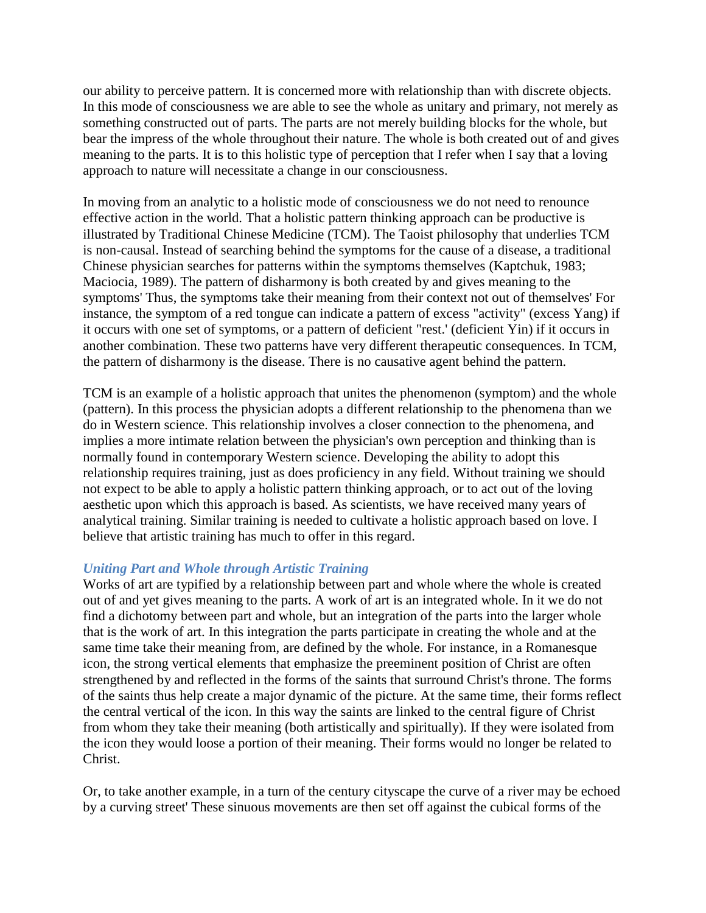our ability to perceive pattern. It is concerned more with relationship than with discrete objects. In this mode of consciousness we are able to see the whole as unitary and primary, not merely as something constructed out of parts. The parts are not merely building blocks for the whole, but bear the impress of the whole throughout their nature. The whole is both created out of and gives meaning to the parts. It is to this holistic type of perception that I refer when I say that a loving approach to nature will necessitate a change in our consciousness.

In moving from an analytic to a holistic mode of consciousness we do not need to renounce effective action in the world. That a holistic pattern thinking approach can be productive is illustrated by Traditional Chinese Medicine (TCM). The Taoist philosophy that underlies TCM is non-causal. Instead of searching behind the symptoms for the cause of a disease, a traditional Chinese physician searches for patterns within the symptoms themselves (Kaptchuk, 1983; Maciocia, 1989). The pattern of disharmony is both created by and gives meaning to the symptoms' Thus, the symptoms take their meaning from their context not out of themselves' For instance, the symptom of a red tongue can indicate a pattern of excess "activity" (excess Yang) if it occurs with one set of symptoms, or a pattern of deficient "rest.' (deficient Yin) if it occurs in another combination. These two patterns have very different therapeutic consequences. In TCM, the pattern of disharmony is the disease. There is no causative agent behind the pattern.

TCM is an example of a holistic approach that unites the phenomenon (symptom) and the whole (pattern). In this process the physician adopts a different relationship to the phenomena than we do in Western science. This relationship involves a closer connection to the phenomena, and implies a more intimate relation between the physician's own perception and thinking than is normally found in contemporary Western science. Developing the ability to adopt this relationship requires training, just as does proficiency in any field. Without training we should not expect to be able to apply a holistic pattern thinking approach, or to act out of the loving aesthetic upon which this approach is based. As scientists, we have received many years of analytical training. Similar training is needed to cultivate a holistic approach based on love. I believe that artistic training has much to offer in this regard.

### *Uniting Part and Whole through Artistic Training*

Works of art are typified by a relationship between part and whole where the whole is created out of and yet gives meaning to the parts. A work of art is an integrated whole. In it we do not find a dichotomy between part and whole, but an integration of the parts into the larger whole that is the work of art. In this integration the parts participate in creating the whole and at the same time take their meaning from, are defined by the whole. For instance, in a Romanesque icon, the strong vertical elements that emphasize the preeminent position of Christ are often strengthened by and reflected in the forms of the saints that surround Christ's throne. The forms of the saints thus help create a major dynamic of the picture. At the same time, their forms reflect the central vertical of the icon. In this way the saints are linked to the central figure of Christ from whom they take their meaning (both artistically and spiritually). If they were isolated from the icon they would loose a portion of their meaning. Their forms would no longer be related to Christ.

Or, to take another example, in a turn of the century cityscape the curve of a river may be echoed by a curving street' These sinuous movements are then set off against the cubical forms of the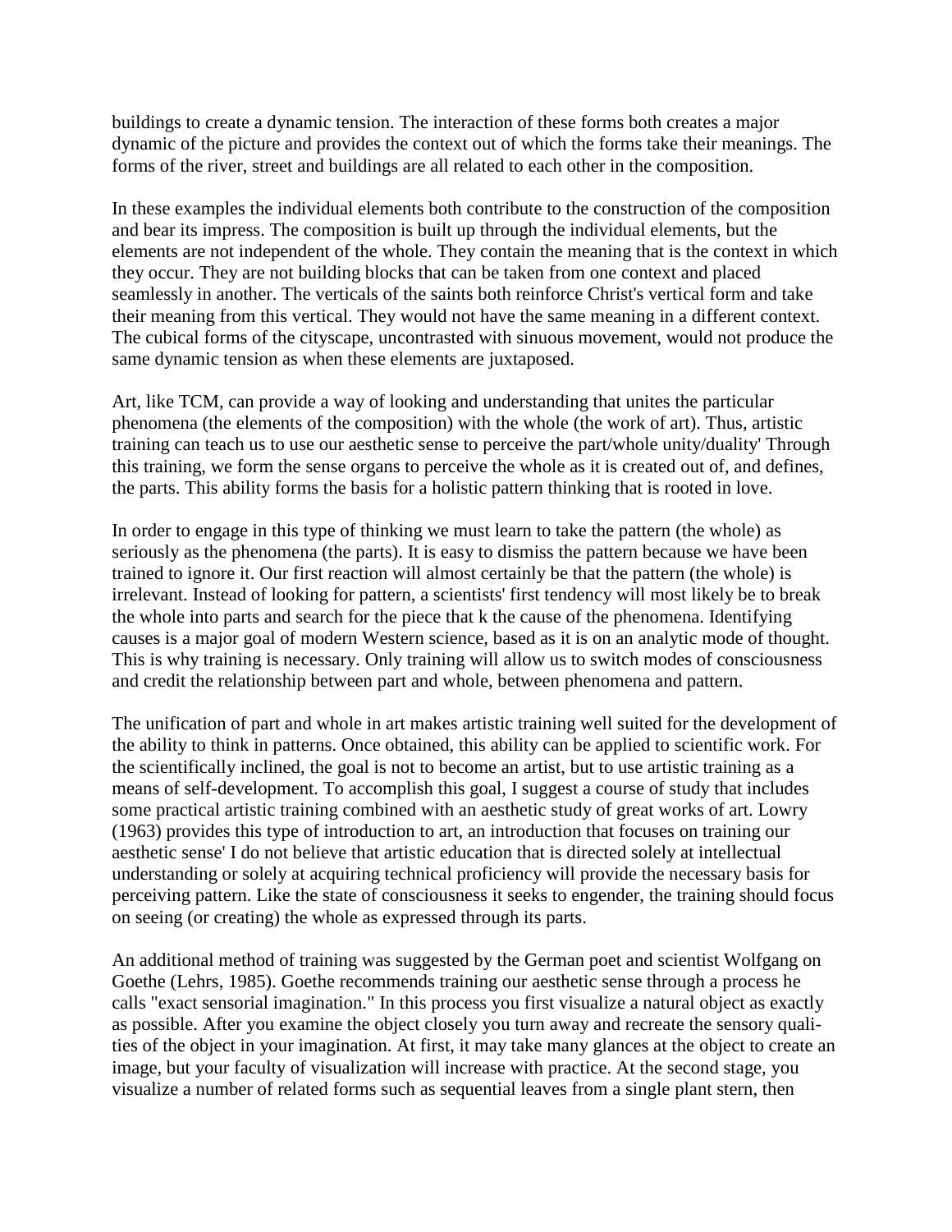buildings to create a dynamic tension. The interaction of these forms both creates a major dynamic of the picture and provides the context out of which the forms take their meanings. The forms of the river, street and buildings are all related to each other in the composition.

In these examples the individual elements both contribute to the construction of the composition and bear its impress. The composition is built up through the individual elements, but the elements are not independent of the whole. They contain the meaning that is the context in which they occur. They are not building blocks that can be taken from one context and placed seamlessly in another. The verticals of the saints both reinforce Christ's vertical form and take their meaning from this vertical. They would not have the same meaning in a different context. The cubical forms of the cityscape, uncontrasted with sinuous movement, would not produce the same dynamic tension as when these elements are juxtaposed.

Art, like TCM, can provide a way of looking and understanding that unites the particular phenomena (the elements of the composition) with the whole (the work of art). Thus, artistic training can teach us to use our aesthetic sense to perceive the part/whole unity/duality' Through this training, we form the sense organs to perceive the whole as it is created out of, and defines, the parts. This ability forms the basis for a holistic pattern thinking that is rooted in love.

In order to engage in this type of thinking we must learn to take the pattern (the whole) as seriously as the phenomena (the parts). It is easy to dismiss the pattern because we have been trained to ignore it. Our first reaction will almost certainly be that the pattern (the whole) is irrelevant. Instead of looking for pattern, a scientists' first tendency will most likely be to break the whole into parts and search for the piece that k the cause of the phenomena. Identifying causes is a major goal of modern Western science, based as it is on an analytic mode of thought. This is why training is necessary. Only training will allow us to switch modes of consciousness and credit the relationship between part and whole, between phenomena and pattern.

The unification of part and whole in art makes artistic training well suited for the development of the ability to think in patterns. Once obtained, this ability can be applied to scientific work. For the scientifically inclined, the goal is not to become an artist, but to use artistic training as a means of self-development. To accomplish this goal, I suggest a course of study that includes some practical artistic training combined with an aesthetic study of great works of art. Lowry (1963) provides this type of introduction to art, an introduction that focuses on training our aesthetic sense' I do not believe that artistic education that is directed solely at intellectual understanding or solely at acquiring technical proficiency will provide the necessary basis for perceiving pattern. Like the state of consciousness it seeks to engender, the training should focus on seeing (or creating) the whole as expressed through its parts.

An additional method of training was suggested by the German poet and scientist Wolfgang on Goethe (Lehrs, 1985). Goethe recommends training our aesthetic sense through a process he calls "exact sensorial imagination." In this process you first visualize a natural object as exactly as possible. After you examine the object closely you turn away and recreate the sensory qualities of the object in your imagination. At first, it may take many glances at the object to create an image, but your faculty of visualization will increase with practice. At the second stage, you visualize a number of related forms such as sequential leaves from a single plant stern, then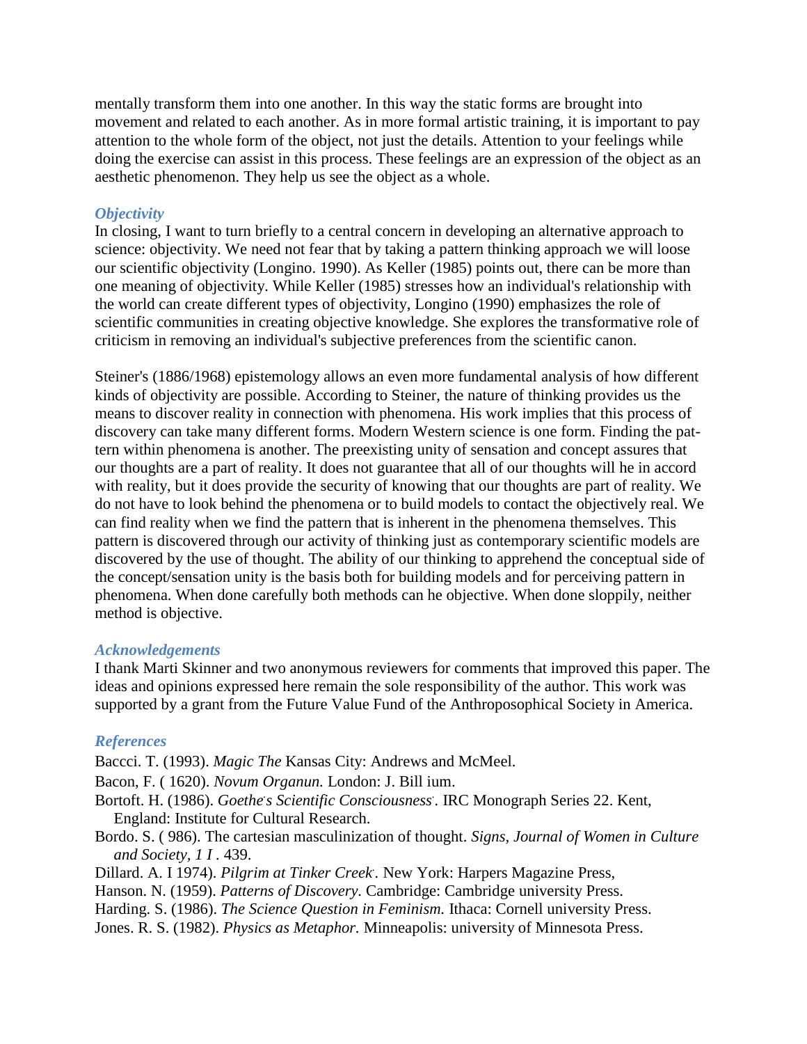mentally transform them into one another. In this way the static forms are brought into movement and related to each another. As in more formal artistic training, it is important to pay attention to the whole form of the object, not just the details. Attention to your feelings while doing the exercise can assist in this process. These feelings are an expression of the object as an aesthetic phenomenon. They help us see the object as a whole.

### *Objectivity*

In closing, I want to turn briefly to a central concern in developing an alternative approach to science: objectivity. We need not fear that by taking a pattern thinking approach we will loose our scientific objectivity (Longino. 1990). As Keller (1985) points out, there can be more than one meaning of objectivity. While Keller (1985) stresses how an individual's relationship with the world can create different types of objectivity, Longino (1990) emphasizes the role of scientific communities in creating objective knowledge. She explores the transformative role of criticism in removing an individual's subjective preferences from the scientific canon.

Steiner's (1886/1968) epistemology allows an even more fundamental analysis of how different kinds of objectivity are possible. According to Steiner, the nature of thinking provides us the means to discover reality in connection with phenomena. His work implies that this process of discovery can take many different forms. Modern Western science is one form. Finding the pattern within phenomena is another. The preexisting unity of sensation and concept assures that our thoughts are a part of reality. It does not guarantee that all of our thoughts will he in accord with reality, but it does provide the security of knowing that our thoughts are part of reality. We do not have to look behind the phenomena or to build models to contact the objectively real. We can find reality when we find the pattern that is inherent in the phenomena themselves. This pattern is discovered through our activity of thinking just as contemporary scientific models are discovered by the use of thought. The ability of our thinking to apprehend the conceptual side of the concept/sensation unity is the basis both for building models and for perceiving pattern in phenomena. When done carefully both methods can he objective. When done sloppily, neither method is objective.

### *Acknowledgements*

I thank Marti Skinner and two anonymous reviewers for comments that improved this paper. The ideas and opinions expressed here remain the sole responsibility of the author. This work was supported by a grant from the Future Value Fund of the Anthroposophical Society in America.

### *References*

Baccci. T. (1993). *Magic The* Kansas City: Andrews and McMeel.

Bacon, F. ( 1620). *Novum Organun.* London: J. Bill ium.

Bortoft. H. (1986). *Goethe's Scientific Consciousness*. IRC Monograph Series 22. Kent, England: Institute for Cultural Research.

Bordo. S. ( 986). The cartesian masculinization of thought. *Signs, Journal of Women in Culture and Society, 1 I* . 439.

Dillard. A. I 1974). *Pilgrim at Tinker Creek*. New York: Harpers Magazine Press,

Hanson. N. (1959). *Patterns of Discovery.* Cambridge: Cambridge university Press.

Harding. S. (1986). *The Science Question in Feminism.* Ithaca: Cornell university Press.

Jones. R. S. (1982). *Physics as Metaphor.* Minneapolis: university of Minnesota Press.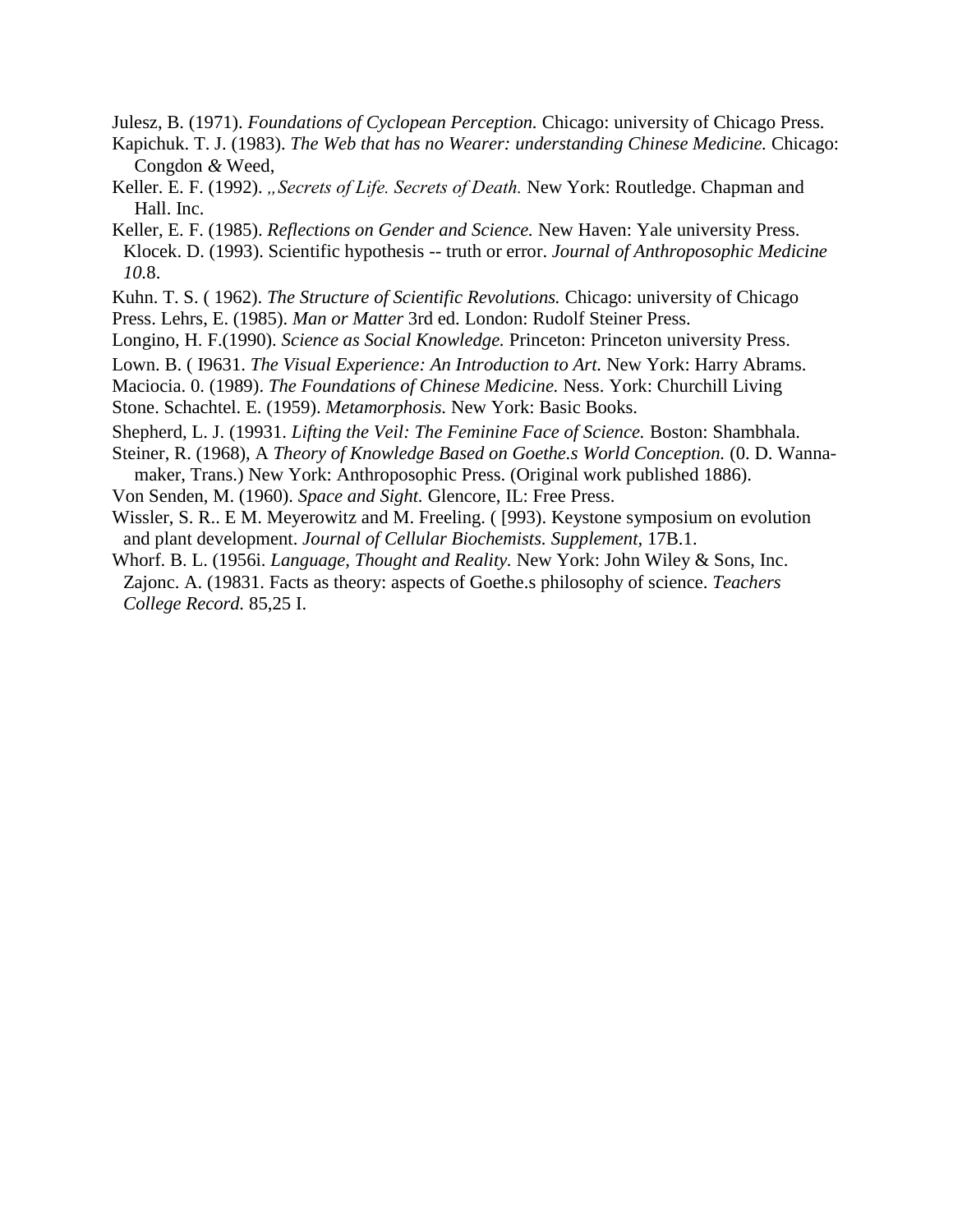Julesz, B. (1971). *Foundations of Cyclopean Perception.* Chicago: university of Chicago Press.

Kapichuk. T. J. (1983). *The Web that has no Wearer: understanding Chinese Medicine.* Chicago: Congdon *&* Weed,

Keller. E. F. (1992). *„Secrets of Life. Secrets of Death.* New York: Routledge. Chapman and Hall. Inc.

Keller, E. F. (1985). *Reflections on Gender and Science.* New Haven: Yale university Press.

Klocek. D. (1993). Scientific hypothesis -- truth or error. *Journal of Anthroposophic Medicine 10.*8.

Kuhn. T. S. ( 1962). *The Structure of Scientific Revolutions.* Chicago: university of Chicago Press. Lehrs, E. (1985). *Man or Matter* 3rd ed. London: Rudolf Steiner Press.

Longino, H. F.(1990). *Science as Social Knowledge.* Princeton: Princeton university Press.

Lown. B. ( I9631. *The Visual Experience: An Introduction to Art.* New York: Harry Abrams.

Maciocia. 0. (1989). *The Foundations of Chinese Medicine.* Ness. York: Churchill Living Stone. Schachtel. E. (1959). *Metamorphosis.* New York: Basic Books.

Shepherd, L. J. (19931. *Lifting the Veil: The Feminine Face of Science.* Boston: Shambhala.

Steiner, R. (1968), A *Theory of Knowledge Based on Goethe.s World Conception.* (0. D. Wanna-maker, Trans.) New York: Anthroposophic Press. (Original work published 1886).

Von Senden, M. (1960). *Space and Sight.* Glencore, IL: Free Press.

Wissler, S. R.. E M. Meyerowitz and M. Freeling. ( [993). Keystone symposium on evolution and plant development. *Journal of Cellular Biochemists. Supplement,* 17B.1.

Whorf. B. L. (1956i. *Language, Thought and Reality.* New York: John Wiley & Sons, Inc.

Zajonc. A. (19831. Facts as theory: aspects of Goethe.s philosophy of science. *Teachers College Record.* 85,25 I.